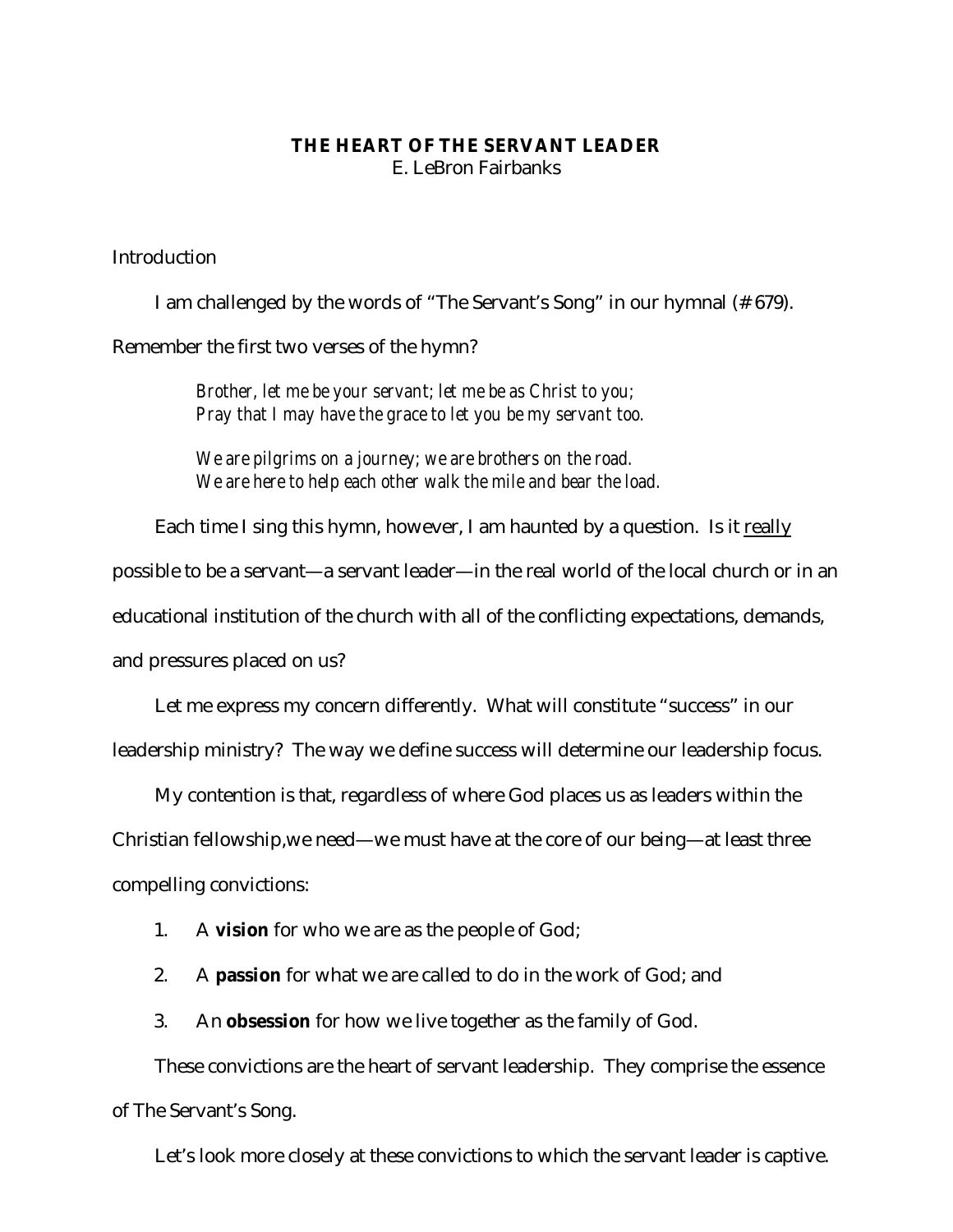# THE HEART OF THE SERVANT LEADER

E. LeBron Fairbanks

Introduction

I am challenged by the words of "The Servant's Song" in our hymnal (# 679). Remember the first two verses of the hymn?

> *Brother, let me be your servant; let me be as Christ to you;*
> *Pray that I may have the grace to let you be my servant too.*
>
> *We are pilgrims on a journey; we are brothers on the road.*
> *We are here to help each other walk the mile and bear the load.*

Each time I sing this hymn, however, I am haunted by a question. Is it <u>really</u> possible to be a servant—a servant leader—in the real world of the local church or in an educational institution of the church with all of the conflicting expectations, demands, and pressures placed on us?

Let me express my concern differently. What will constitute "success" in our leadership ministry? The way we define success will determine our leadership focus.

My contention is that, regardless of where God places us as leaders within the Christian fellowship,we need—we must have at the core of our being—at least three compelling convictions:

1. A **vision** for who we are as the people of God;
2. A **passion** for what we are called to do in the work of God; and
3. An **obsession** for how we live together as the family of God.

These convictions are the heart of servant leadership. They comprise the essence of The Servant's Song.

Let's look more closely at these convictions to which the servant leader is captive.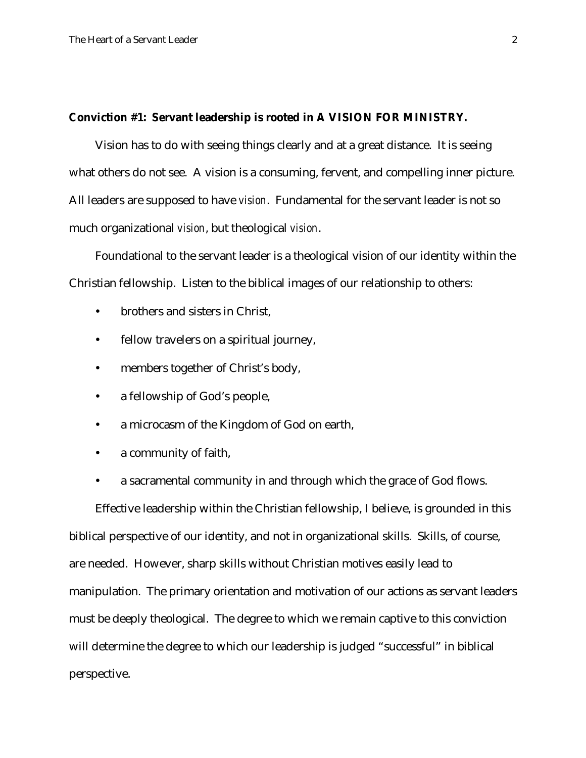**Conviction #1: Servant leadership is rooted in A VISION FOR MINISTRY.**

Vision has to do with seeing things clearly and at a great distance. It is seeing what others do not see. A vision is a consuming, fervent, and compelling inner picture. All leaders are supposed to have *vision*. Fundamental for the servant leader is not so much organizational *vision*, but theological *vision*.

Foundational to the servant leader is a theological vision of our identity within the Christian fellowship. Listen to the biblical images of our relationship to others:

- brothers and sisters in Christ,
- fellow travelers on a spiritual journey,
- members together of Christ's body,
- a fellowship of God's people,
- a microcasm of the Kingdom of God on earth,
- a community of faith,
- a sacramental community in and through which the grace of God flows.

Effective leadership within the Christian fellowship, I believe, is grounded in this biblical perspective of our identity, and not in organizational skills. Skills, of course, are needed. However, sharp skills without Christian motives easily lead to manipulation. The primary orientation and motivation of our actions as servant leaders must be deeply theological. The degree to which we remain captive to this conviction will determine the degree to which our leadership is judged "successful" in biblical perspective.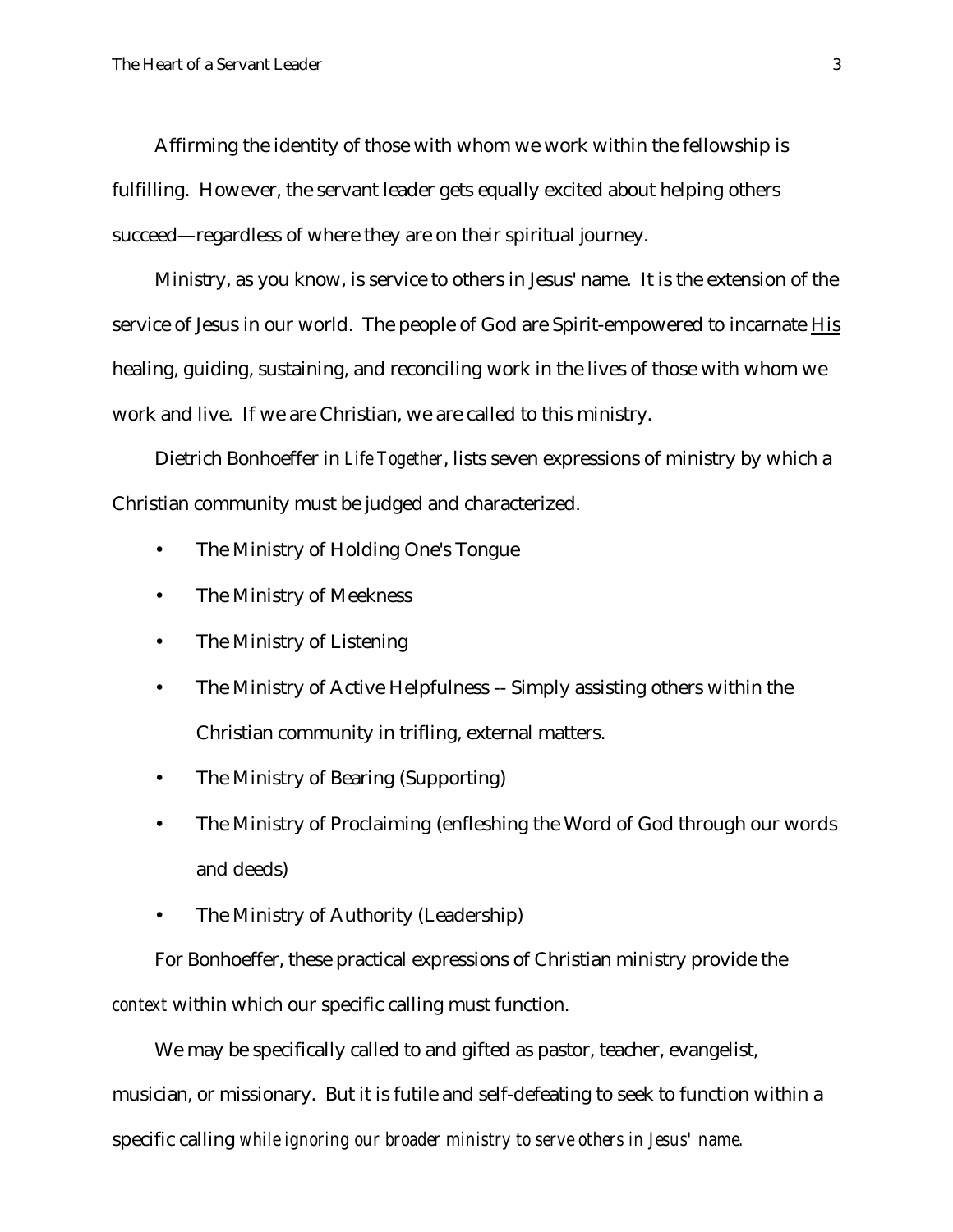Affirming the identity of those with whom we work within the fellowship is fulfilling. However, the servant leader gets equally excited about helping others succeed—regardless of where they are on their spiritual journey.

Ministry, as you know, is service to others in Jesus' name. It is the extension of the service of Jesus in our world. The people of God are Spirit-empowered to incarnate <u>His</u> healing, guiding, sustaining, and reconciling work in the lives of those with whom we work and live. If we are Christian, we are called to this ministry.

Dietrich Bonhoeffer in *Life Together*, lists seven expressions of ministry by which a Christian community must be judged and characterized.

- The Ministry of Holding One's Tongue
- The Ministry of Meekness
- The Ministry of Listening
- The Ministry of Active Helpfulness -- Simply assisting others within the Christian community in trifling, external matters.
- The Ministry of Bearing (Supporting)
- The Ministry of Proclaiming (enfleshing the Word of God through our words and deeds)
- The Ministry of Authority (Leadership)

For Bonhoeffer, these practical expressions of Christian ministry provide the *context* within which our specific calling must function.

We may be specifically called to and gifted as pastor, teacher, evangelist, musician, or missionary. But it is futile and self-defeating to seek to function within a specific calling *while ignoring our broader ministry to serve others in Jesus' name.*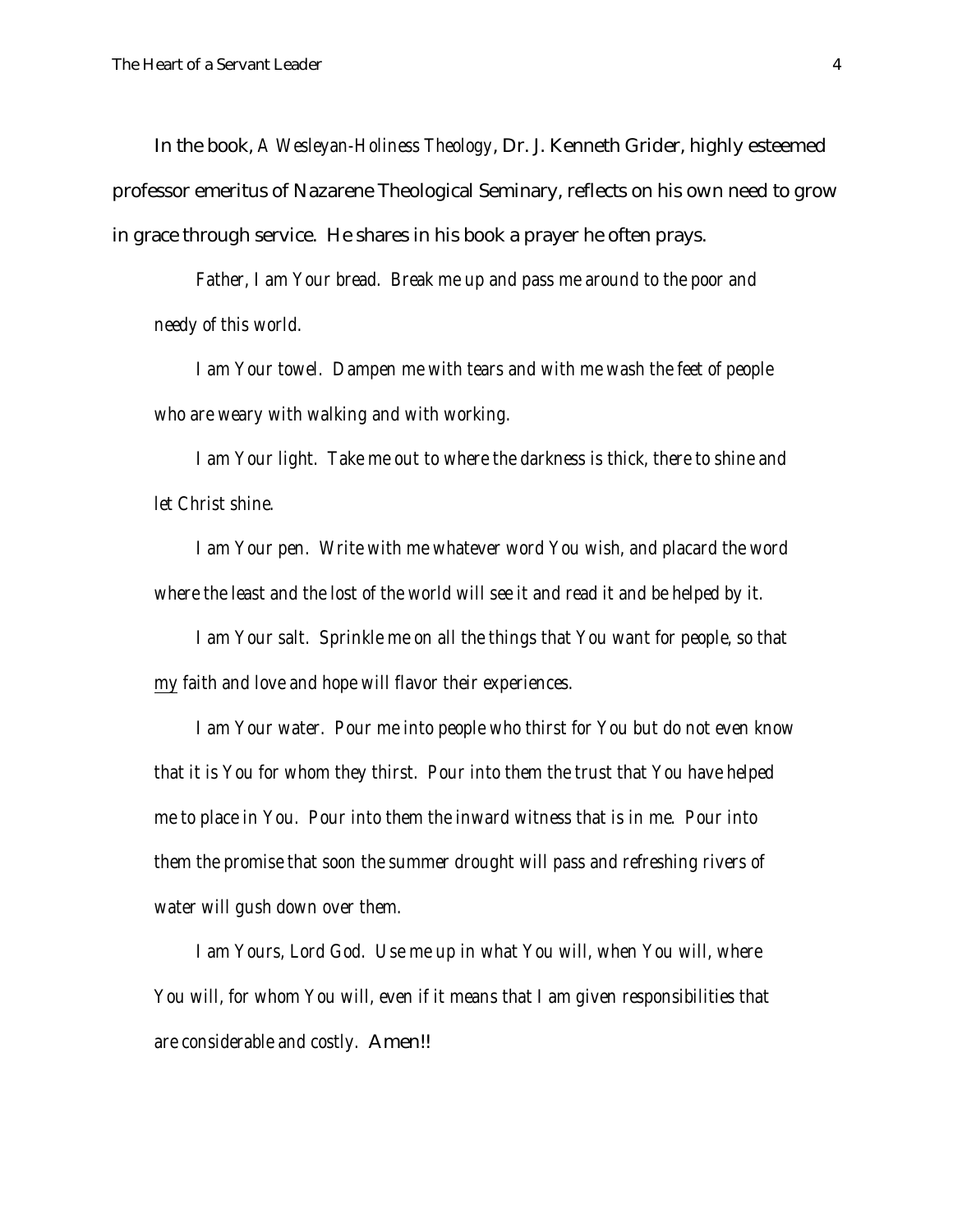In the book, *A Wesleyan-Holiness Theology*, Dr. J. Kenneth Grider, highly esteemed professor emeritus of Nazarene Theological Seminary, reflects on his own need to grow in grace through service. He shares in his book a prayer he often prays.

> *Father, I am Your bread. Break me up and pass me around to the poor and needy of this world.*
>
> *I am Your towel. Dampen me with tears and with me wash the feet of people who are weary with walking and with working.*
>
> *I am Your light. Take me out to where the darkness is thick, there to shine and let Christ shine.*
>
> *I am Your pen. Write with me whatever word You wish, and placard the word where the least and the lost of the world will see it and read it and be helped by it.*
>
> *I am Your salt. Sprinkle me on all the things that You want for people, so that <u>my</u> faith and love and hope will flavor their experiences.*
>
> *I am Your water. Pour me into people who thirst for You but do not even know that it is You for whom they thirst. Pour into them the trust that You have helped me to place in You. Pour into them the inward witness that is in me. Pour into them the promise that soon the summer drought will pass and refreshing rivers of water will gush down over them.*
>
> *I am Yours, Lord God. Use me up in what You will, when You will, where You will, for whom You will, even if it means that I am given responsibilities that are considerable and costly.* Amen!!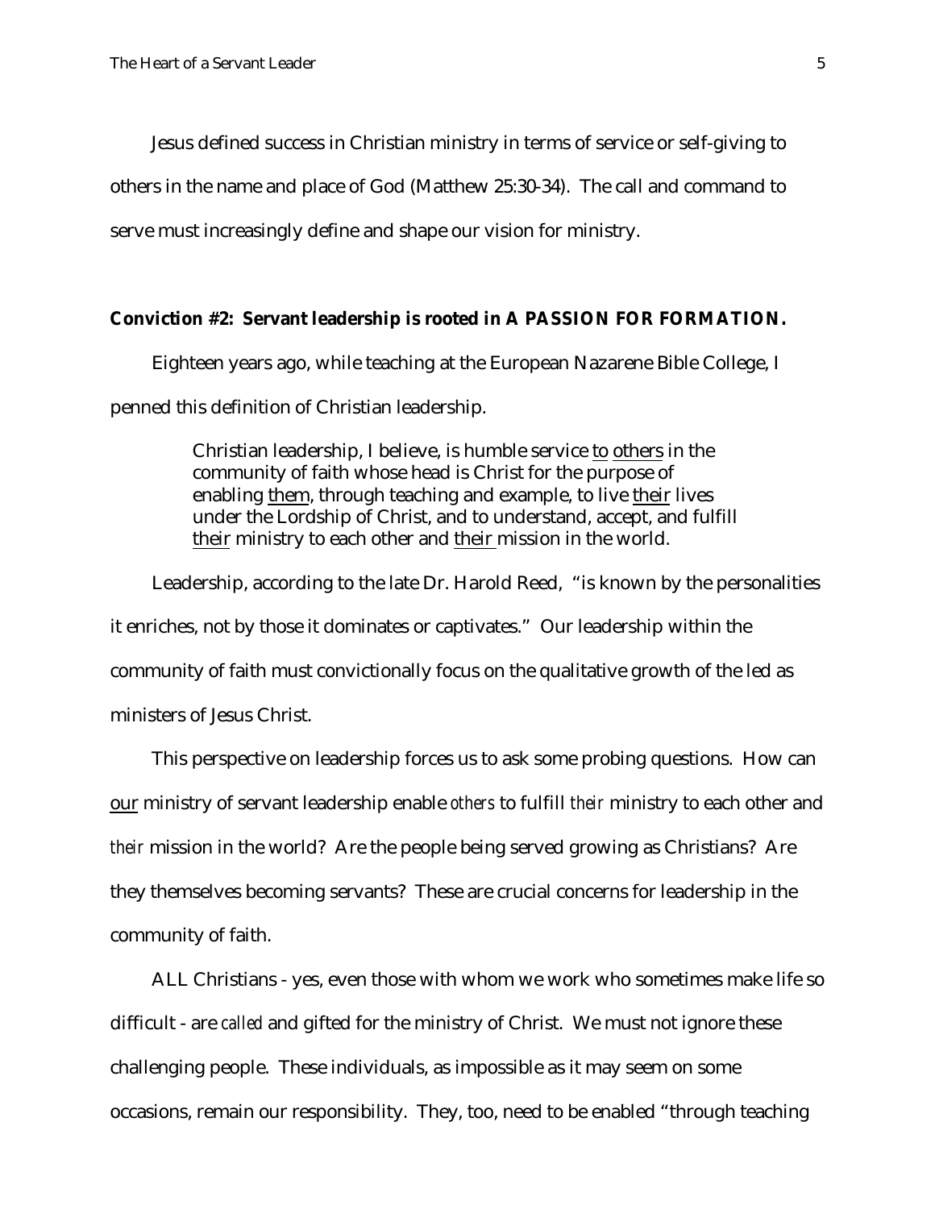Jesus defined success in Christian ministry in terms of service or self-giving to others in the name and place of God (Matthew 25:30-34). The call and command to serve must increasingly define and shape our vision for ministry.

**Conviction #2: Servant leadership is rooted in A PASSION FOR FORMATION.**

Eighteen years ago, while teaching at the European Nazarene Bible College, I penned this definition of Christian leadership.

> Christian leadership, I believe, is humble service <u>to</u> <u>others</u> in the community of faith whose head is Christ for the purpose of enabling <u>them</u>, through teaching and example, to live <u>their</u> lives under the Lordship of Christ, and to understand, accept, and fulfill <u>their</u> ministry to each other and <u>their</u> mission in the world.

Leadership, according to the late Dr. Harold Reed, "is known by the personalities it enriches, not by those it dominates or captivates." Our leadership within the community of faith must convictionally focus on the qualitative growth of the led as ministers of Jesus Christ.

This perspective on leadership forces us to ask some probing questions. How can <u>our</u> ministry of servant leadership enable *others* to fulfill *their* ministry to each other and *their* mission in the world? Are the people being served growing as Christians? Are they themselves becoming servants? These are crucial concerns for leadership in the community of faith.

ALL Christians - yes, even those with whom we work who sometimes make life so difficult - are *called* and gifted for the ministry of Christ. We must not ignore these challenging people. These individuals, as impossible as it may seem on some occasions, remain our responsibility. They, too, need to be enabled "through teaching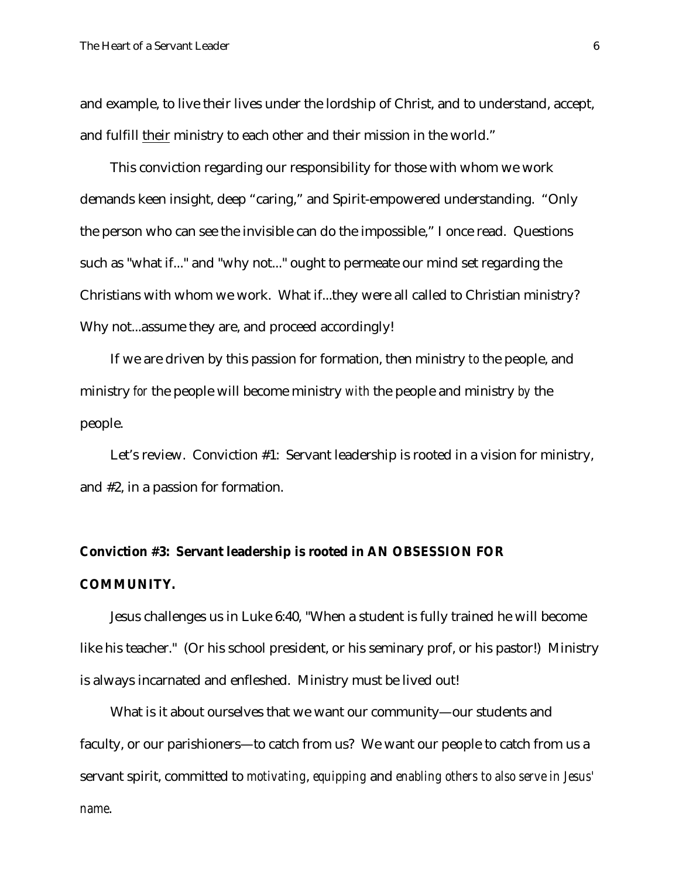and example, to live their lives under the lordship of Christ, and to understand, accept, and fulfill <u>their</u> ministry to each other and their mission in the world."

This conviction regarding our responsibility for those with whom we work demands keen insight, deep "caring," and Spirit-empowered understanding. "Only the person who can see the invisible can do the impossible," I once read. Questions such as "what if..." and "why not..." ought to permeate our mind set regarding the Christians with whom we work. What if...they were all called to Christian ministry? Why not...assume they are, and proceed accordingly!

If we are driven by this passion for formation, then ministry *to* the people, and ministry *for* the people will become ministry *with* the people and ministry *by* the people.

Let's review. Conviction #1: Servant leadership is rooted in a vision for ministry, and #2, in a passion for formation.

**Conviction #3: Servant leadership is rooted in AN OBSESSION FOR COMMUNITY.**

Jesus challenges us in Luke 6:40, "When a student is fully trained he will become like his teacher." (Or his school president, or his seminary prof, or his pastor!) Ministry is always incarnated and enfleshed. Ministry must be lived out!

What is it about ourselves that we want our community—our students and faculty, or our parishioners—to catch from us? We want our people to catch from us a servant spirit, committed to *motivating*, *equipping* and *enabling others to also serve in Jesus' name*.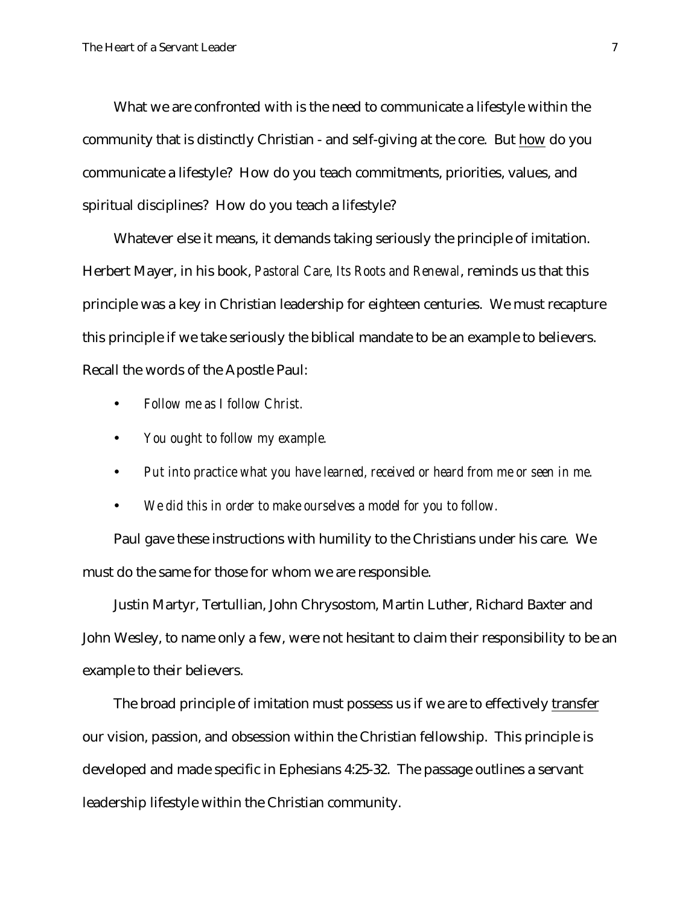What we are confronted with is the need to communicate a lifestyle within the community that is distinctly Christian - and self-giving at the core. But <u>how</u> do you communicate a lifestyle? How do you teach commitments, priorities, values, and spiritual disciplines? How do you teach a lifestyle?

Whatever else it means, it demands taking seriously the principle of imitation. Herbert Mayer, in his book, *Pastoral Care, Its Roots and Renewal*, reminds us that this principle was a key in Christian leadership for eighteen centuries. We must recapture this principle if we take seriously the biblical mandate to be an example to believers. Recall the words of the Apostle Paul:

- *Follow me as I follow Christ.*
- *You ought to follow my example.*
- *Put into practice what you have learned, received or heard from me or seen in me.*
- *We did this in order to make ourselves a model for you to follow.*

Paul gave these instructions with humility to the Christians under his care. We must do the same for those for whom we are responsible.

Justin Martyr, Tertullian, John Chrysostom, Martin Luther, Richard Baxter and John Wesley, to name only a few, were not hesitant to claim their responsibility to be an example to their believers.

The broad principle of imitation must possess us if we are to effectively <u>transfer</u> our vision, passion, and obsession within the Christian fellowship. This principle is developed and made specific in Ephesians 4:25-32. The passage outlines a servant leadership lifestyle within the Christian community.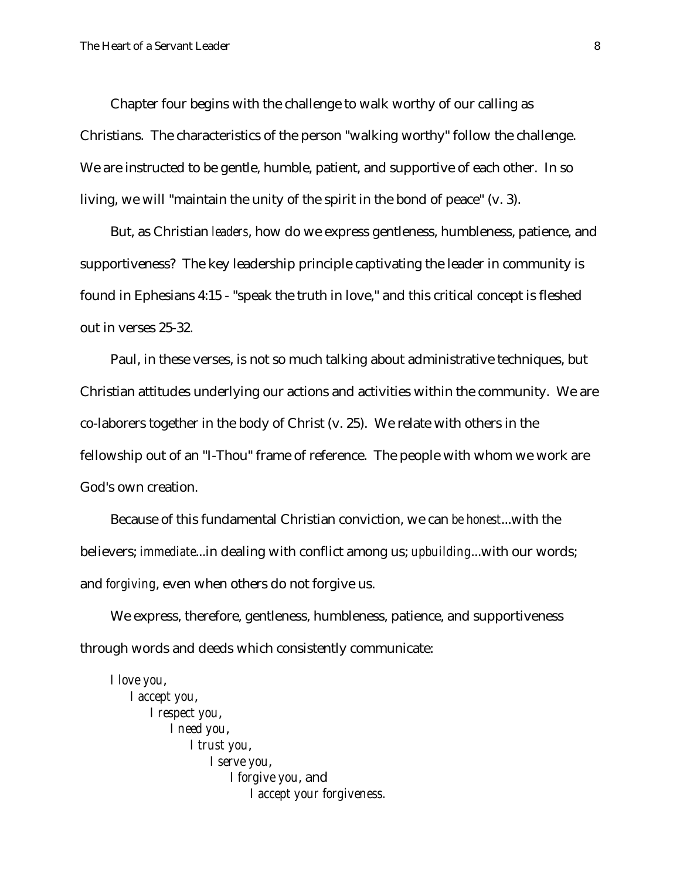Chapter four begins with the challenge to walk worthy of our calling as Christians. The characteristics of the person "walking worthy" follow the challenge. We are instructed to be gentle, humble, patient, and supportive of each other. In so living, we will "maintain the unity of the spirit in the bond of peace" (v. 3).

But, as Christian *leaders*, how do we express gentleness, humbleness, patience, and supportiveness? The key leadership principle captivating the leader in community is found in Ephesians 4:15 - "speak the truth in love," and this critical concept is fleshed out in verses 25-32.

Paul, in these verses, is not so much talking about administrative techniques, but Christian attitudes underlying our actions and activities within the community. We are co-laborers together in the body of Christ (v. 25). We relate with others in the fellowship out of an "I-Thou" frame of reference. The people with whom we work are God's own creation.

Because of this fundamental Christian conviction, we can *be honest*...with the believers; *immediate*...in dealing with conflict among us; *upbuilding*...with our words; and *forgiving*, even when others do not forgive us.

We express, therefore, gentleness, humbleness, patience, and supportiveness through words and deeds which consistently communicate:

*I love you*,
*I accept you*,
*I respect you*,
*I need you*,
*I trust you*,
*I serve you*,
*I forgive you*, and
*I accept your forgiveness.*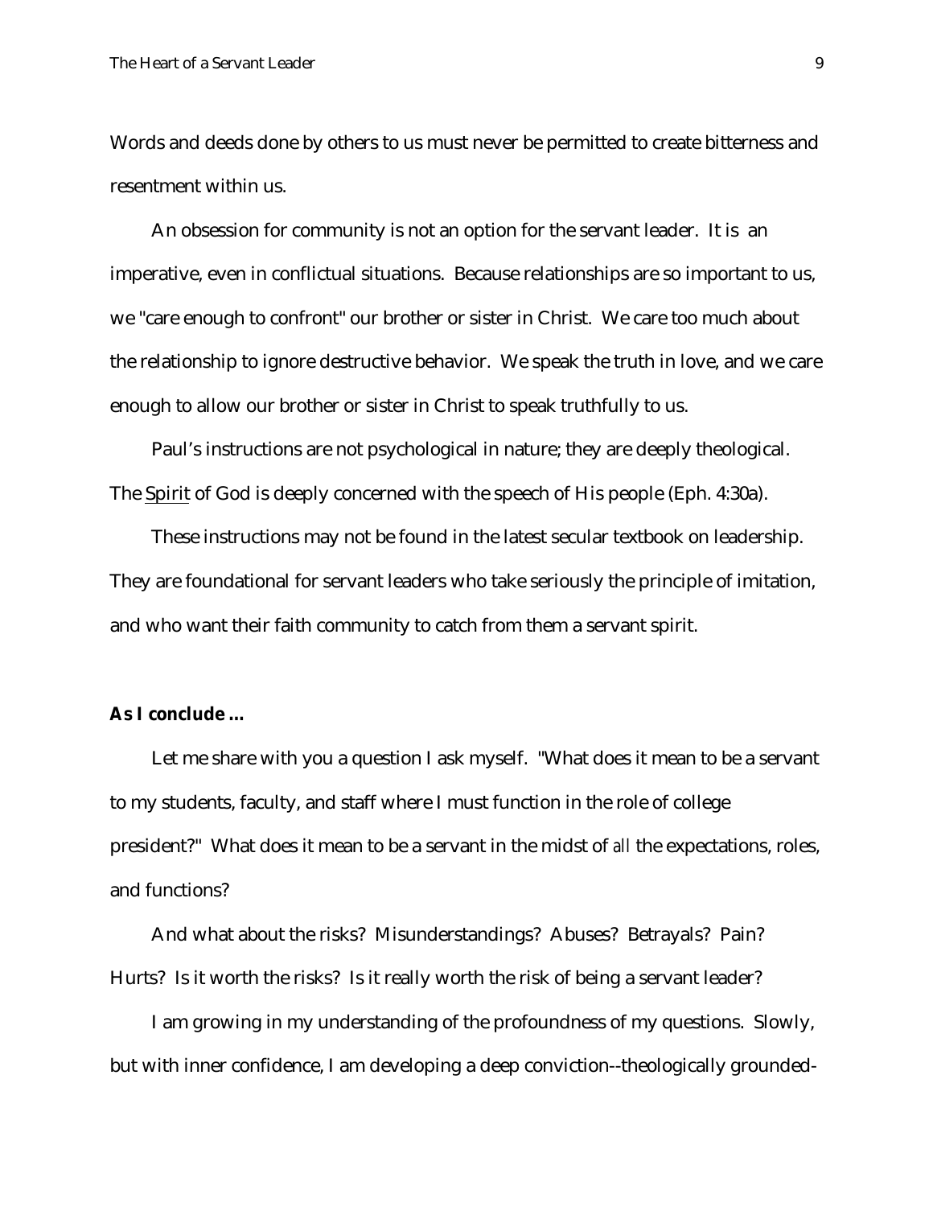Words and deeds done by others to us must never be permitted to create bitterness and resentment within us.

An obsession for community is not an option for the servant leader. It is an imperative, even in conflictual situations. Because relationships are so important to us, we "care enough to confront" our brother or sister in Christ. We care too much about the relationship to ignore destructive behavior. We speak the truth in love, and we care enough to allow our brother or sister in Christ to speak truthfully to us.

Paul's instructions are not psychological in nature; they are deeply theological. The <u>Spirit</u> of God is deeply concerned with the speech of His people (Eph. 4:30a).

These instructions may not be found in the latest secular textbook on leadership. They are foundational for servant leaders who take seriously the principle of imitation, and who want their faith community to catch from them a servant spirit.

**As I conclude ...**

Let me share with you a question I ask myself. "What does it mean to be a servant to my students, faculty, and staff where I must function in the role of college president?" What does it mean to be a servant in the midst of *all* the expectations, roles, and functions?

And what about the risks? Misunderstandings? Abuses? Betrayals? Pain? Hurts? Is it worth the risks? Is it really worth the risk of being a servant leader?

I am growing in my understanding of the profoundness of my questions. Slowly, but with inner confidence, I am developing a deep conviction--theologically grounded-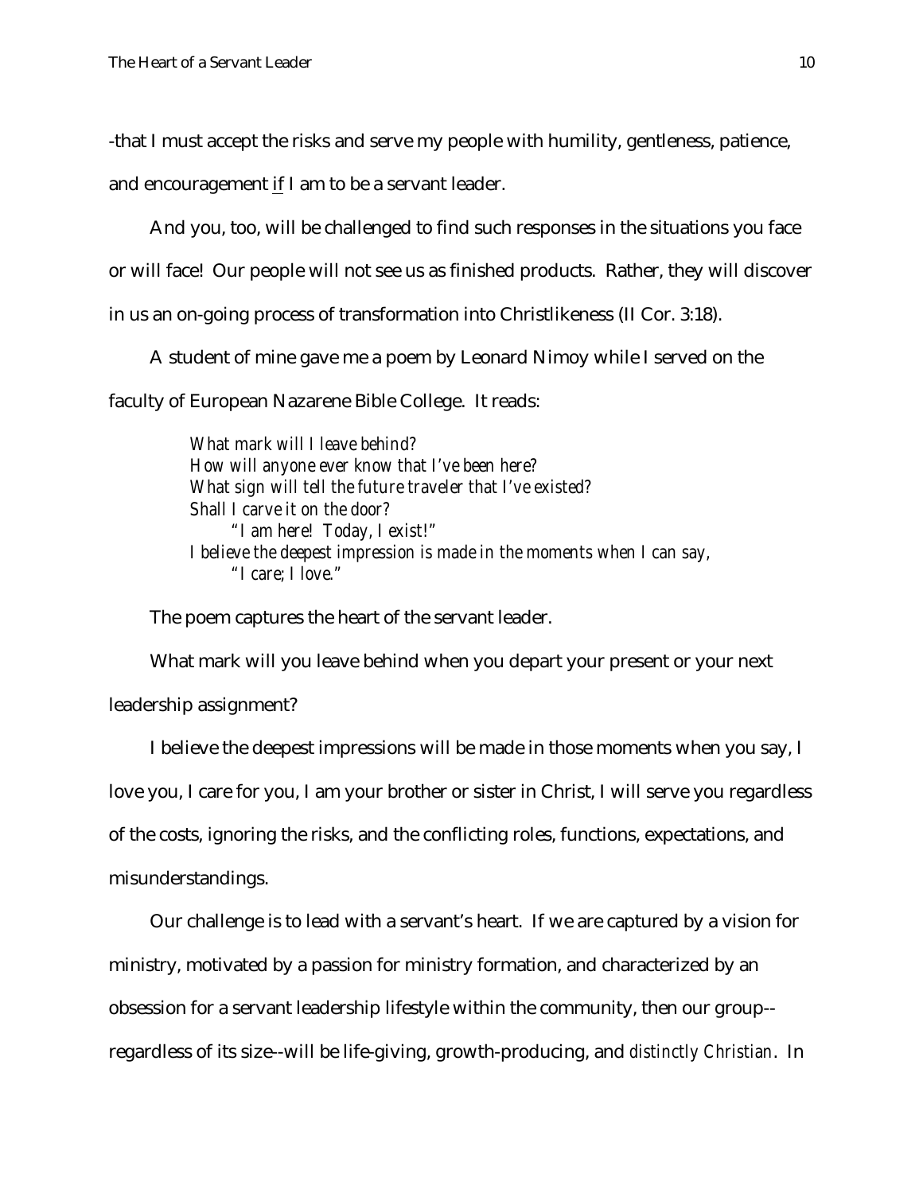-that I must accept the risks and serve my people with humility, gentleness, patience, and encouragement <u>if</u> I am to be a servant leader.

And you, too, will be challenged to find such responses in the situations you face or will face! Our people will not see us as finished products. Rather, they will discover in us an on-going process of transformation into Christlikeness (II Cor. 3:18).

A student of mine gave me a poem by Leonard Nimoy while I served on the faculty of European Nazarene Bible College. It reads:

> *What mark will I leave behind?*
> *How will anyone ever know that I've been here?*
> *What sign will tell the future traveler that I've existed?*
> *Shall I carve it on the door?*
> *"I am here! Today, I exist!"*
> *I believe the deepest impression is made in the moments when I can say,*
> *"I care; I love."*

The poem captures the heart of the servant leader.

What mark will you leave behind when you depart your present or your next leadership assignment?

I believe the deepest impressions will be made in those moments when you say, I love you, I care for you, I am your brother or sister in Christ, I will serve you regardless of the costs, ignoring the risks, and the conflicting roles, functions, expectations, and misunderstandings.

Our challenge is to lead with a servant's heart. If we are captured by a vision for ministry, motivated by a passion for ministry formation, and characterized by an obsession for a servant leadership lifestyle within the community, then our group--regardless of its size--will be life-giving, growth-producing, and *distinctly Christian*. In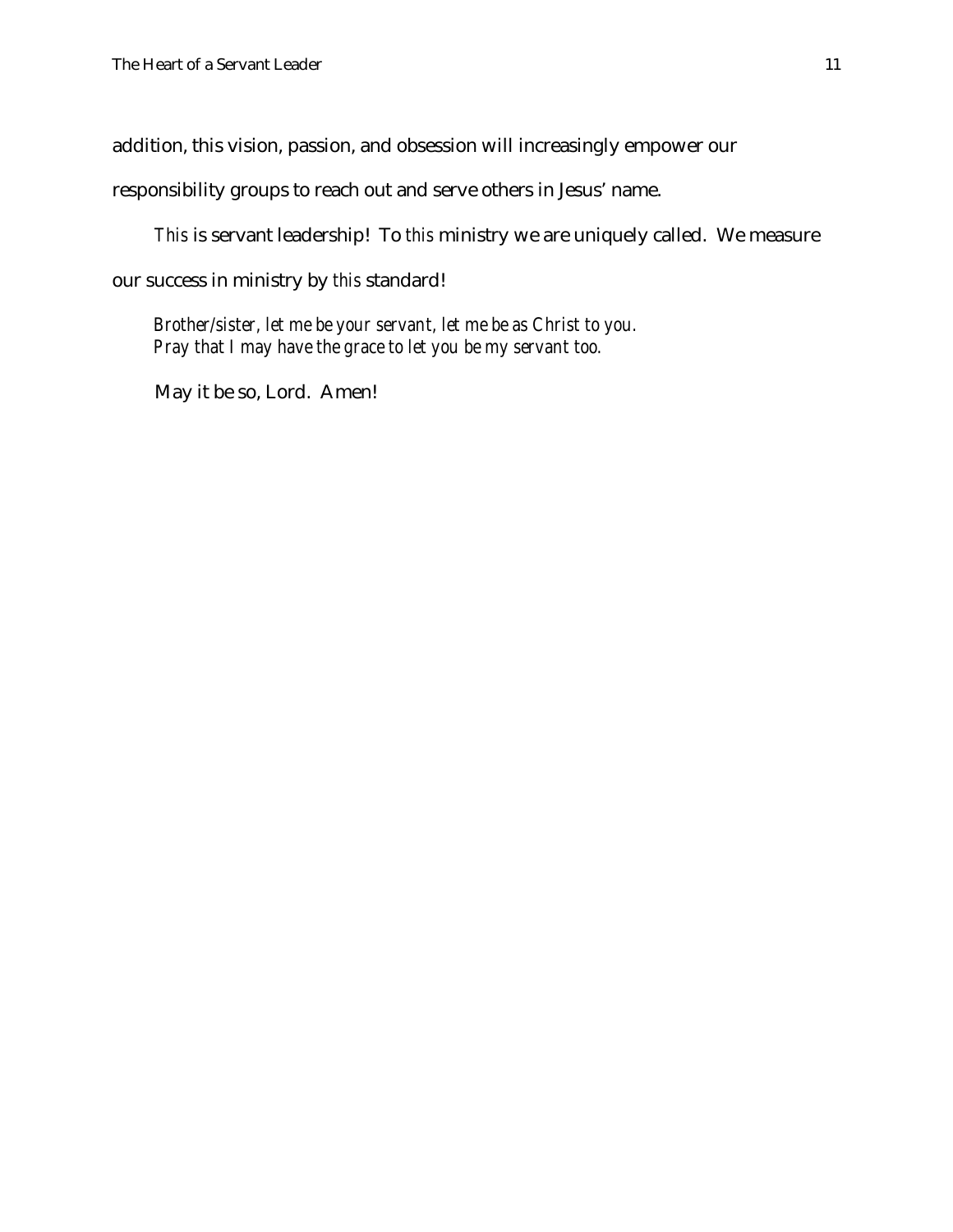addition, this vision, passion, and obsession will increasingly empower our responsibility groups to reach out and serve others in Jesus' name.

*This* is servant leadership! To *this* ministry we are uniquely called. We measure our success in ministry by *this* standard!

> *Brother/sister, let me be your servant, let me be as Christ to you.*
> *Pray that I may have the grace to let you be my servant too.*

May it be so, Lord. Amen!